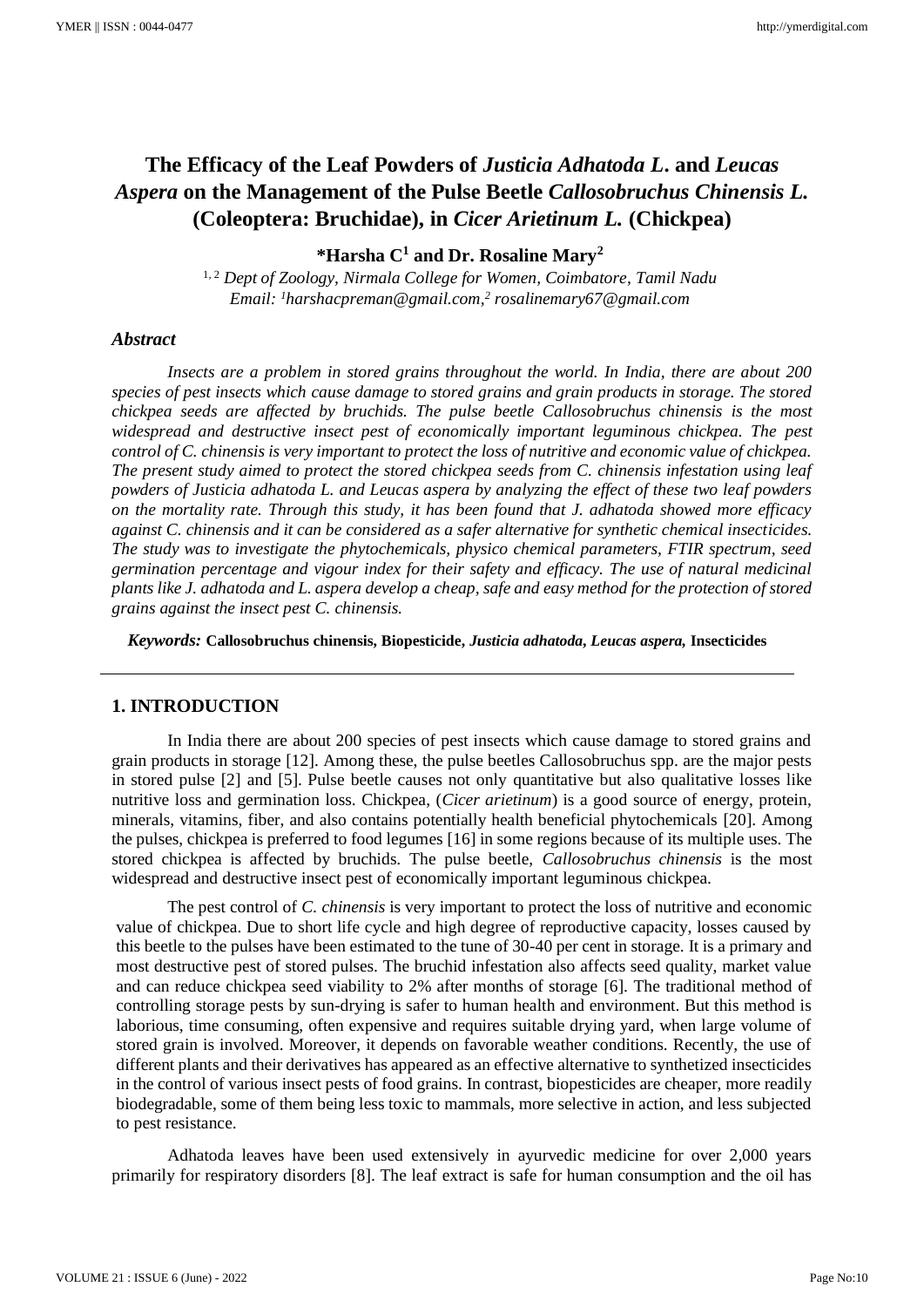# The Efficacy of the Leaf Powders of *Justicia Adhatoda L.* and *Leucas Aspera* on the Management of the Pulse Beetle *Callosobruchus Chinensis L.* (Coleoptera: Bruchidae), in *Cicer Arietinum L.* (Chickpea)

**\*Harsha C[1] and Dr. Rosaline Mary[2]**

[1, 2] *Dept of Zoology, Nirmala College for Women, Coimbatore, Tamil Nadu*
*Email: [1]harshacpreman@gmail.com,[2] rosalinemary67@gmail.com*

### *Abstract*

*Insects are a problem in stored grains throughout the world. In India, there are about 200 species of pest insects which cause damage to stored grains and grain products in storage. The stored chickpea seeds are affected by bruchids. The pulse beetle Callosobruchus chinensis is the most widespread and destructive insect pest of economically important leguminous chickpea. The pest control of C. chinensis is very important to protect the loss of nutritive and economic value of chickpea. The present study aimed to protect the stored chickpea seeds from C. chinensis infestation using leaf powders of Justicia adhatoda L. and Leucas aspera by analyzing the effect of these two leaf powders on the mortality rate. Through this study, it has been found that J. adhatoda showed more efficacy against C. chinensis and it can be considered as a safer alternative for synthetic chemical insecticides. The study was to investigate the phytochemicals, physico chemical parameters, FTIR spectrum, seed germination percentage and vigour index for their safety and efficacy. The use of natural medicinal plants like J. adhatoda and L. aspera develop a cheap, safe and easy method for the protection of stored grains against the insect pest C. chinensis.*

***Keywords:*** **Callosobruchus chinensis, Biopesticide, *Justicia adhatoda*, *Leucas aspera,* Insecticides**

---

## 1. INTRODUCTION

In India there are about 200 species of pest insects which cause damage to stored grains and grain products in storage [12]. Among these, the pulse beetles Callosobruchus spp. are the major pests in stored pulse [2] and [5]. Pulse beetle causes not only quantitative but also qualitative losses like nutritive loss and germination loss. Chickpea, (*Cicer arietinum*) is a good source of energy, protein, minerals, vitamins, fiber, and also contains potentially health beneficial phytochemicals [20]. Among the pulses, chickpea is preferred to food legumes [16] in some regions because of its multiple uses. The stored chickpea is affected by bruchids. The pulse beetle, *Callosobruchus chinensis* is the most widespread and destructive insect pest of economically important leguminous chickpea.

The pest control of *C. chinensis* is very important to protect the loss of nutritive and economic value of chickpea. Due to short life cycle and high degree of reproductive capacity, losses caused by this beetle to the pulses have been estimated to the tune of 30-40 per cent in storage. It is a primary and most destructive pest of stored pulses. The bruchid infestation also affects seed quality, market value and can reduce chickpea seed viability to 2% after months of storage [6]. The traditional method of controlling storage pests by sun-drying is safer to human health and environment. But this method is laborious, time consuming, often expensive and requires suitable drying yard, when large volume of stored grain is involved. Moreover, it depends on favorable weather conditions. Recently, the use of different plants and their derivatives has appeared as an effective alternative to synthetized insecticides in the control of various insect pests of food grains. In contrast, biopesticides are cheaper, more readily biodegradable, some of them being less toxic to mammals, more selective in action, and less subjected to pest resistance.

Adhatoda leaves have been used extensively in ayurvedic medicine for over 2,000 years primarily for respiratory disorders [8]. The leaf extract is safe for human consumption and the oil has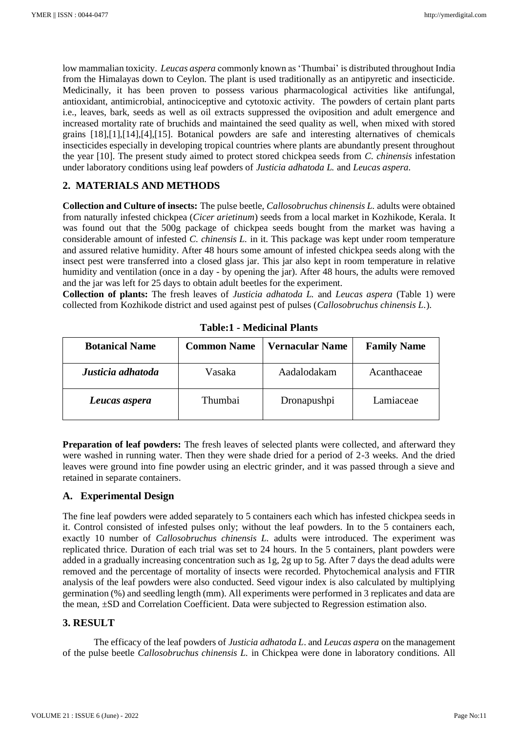low mammalian toxicity. *Leucas aspera* commonly known as 'Thumbai' is distributed throughout India from the Himalayas down to Ceylon. The plant is used traditionally as an antipyretic and insecticide. Medicinally, it has been proven to possess various pharmacological activities like antifungal, antioxidant, antimicrobial, antinociceptive and cytotoxic activity. The powders of certain plant parts i.e., leaves, bark, seeds as well as oil extracts suppressed the oviposition and adult emergence and increased mortality rate of bruchids and maintained the seed quality as well, when mixed with stored grains [18],[1],[14],[4],[15]. Botanical powders are safe and interesting alternatives of chemicals insecticides especially in developing tropical countries where plants are abundantly present throughout the year [10]. The present study aimed to protect stored chickpea seeds from *C. chinensis* infestation under laboratory conditions using leaf powders of *Justicia adhatoda L.* and *Leucas aspera.*

## 2. MATERIALS AND METHODS

**Collection and Culture of insects:** The pulse beetle, *Callosobruchus chinensis L.* adults were obtained from naturally infested chickpea (*Cicer arietinum*) seeds from a local market in Kozhikode, Kerala. It was found out that the 500g package of chickpea seeds bought from the market was having a considerable amount of infested *C. chinensis L.* in it. This package was kept under room temperature and assured relative humidity. After 48 hours some amount of infested chickpea seeds along with the insect pest were transferred into a closed glass jar. This jar also kept in room temperature in relative humidity and ventilation (once in a day - by opening the jar). After 48 hours, the adults were removed and the jar was left for 25 days to obtain adult beetles for the experiment.

**Collection of plants:** The fresh leaves of *Justicia adhatoda L.* and *Leucas aspera* (Table 1) were collected from Kozhikode district and used against pest of pulses (*Callosobruchus chinensis L.*).

**Table:1 - Medicinal Plants**

| Botanical Name | Common Name | Vernacular Name | Family Name |
|---|---|---|---|
| ***Justicia adhatoda*** | Vasaka | Aadalodakam | Acanthaceae |
| ***Leucas aspera*** | Thumbai | Dronapushpi | Lamiaceae |

**Preparation of leaf powders:** The fresh leaves of selected plants were collected, and afterward they were washed in running water. Then they were shade dried for a period of 2-3 weeks. And the dried leaves were ground into fine powder using an electric grinder, and it was passed through a sieve and retained in separate containers.

### A. Experimental Design

The fine leaf powders were added separately to 5 containers each which has infested chickpea seeds in it. Control consisted of infested pulses only; without the leaf powders. In to the 5 containers each, exactly 10 number of *Callosobruchus chinensis L.* adults were introduced. The experiment was replicated thrice. Duration of each trial was set to 24 hours. In the 5 containers, plant powders were added in a gradually increasing concentration such as 1g, 2g up to 5g. After 7 days the dead adults were removed and the percentage of mortality of insects were recorded. Phytochemical analysis and FTIR analysis of the leaf powders were also conducted. Seed vigour index is also calculated by multiplying germination (%) and seedling length (mm). All experiments were performed in 3 replicates and data are the mean, ±SD and Correlation Coefficient. Data were subjected to Regression estimation also.

## 3. RESULT

The efficacy of the leaf powders of *Justicia adhatoda L.* and *Leucas aspera* on the management of the pulse beetle *Callosobruchus chinensis L.* in Chickpea were done in laboratory conditions. All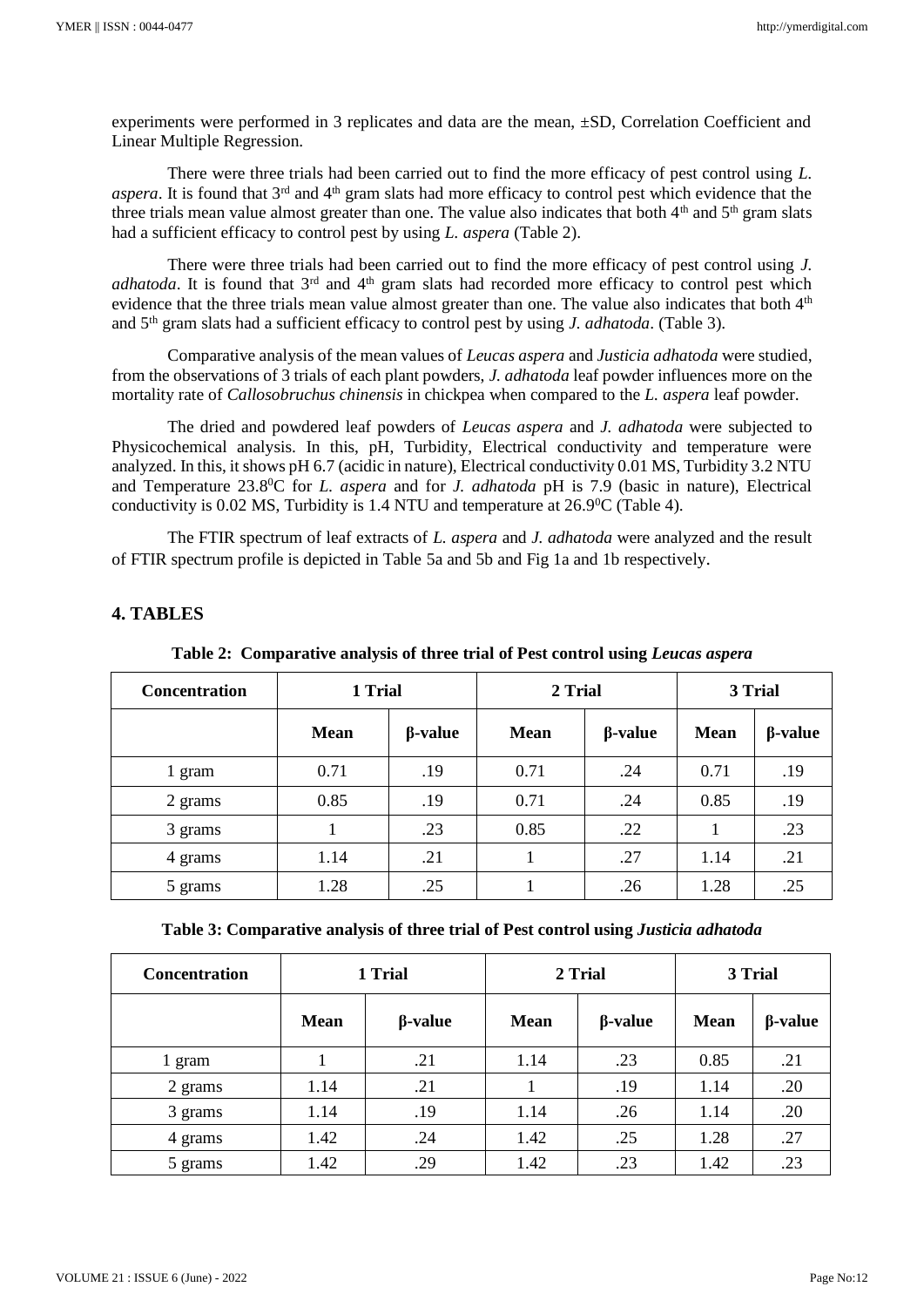experiments were performed in 3 replicates and data are the mean, ±SD, Correlation Coefficient and Linear Multiple Regression.

There were three trials had been carried out to find the more efficacy of pest control using *L. aspera*. It is found that 3rd and 4th gram slats had more efficacy to control pest which evidence that the three trials mean value almost greater than one. The value also indicates that both 4th and 5th gram slats had a sufficient efficacy to control pest by using *L. aspera* (Table 2).

There were three trials had been carried out to find the more efficacy of pest control using *J. adhatoda*. It is found that 3rd and 4th gram slats had recorded more efficacy to control pest which evidence that the three trials mean value almost greater than one. The value also indicates that both 4th and 5th gram slats had a sufficient efficacy to control pest by using *J. adhatoda*. (Table 3).

Comparative analysis of the mean values of *Leucas aspera* and *Justicia adhatoda* were studied, from the observations of 3 trials of each plant powders, *J. adhatoda* leaf powder influences more on the mortality rate of *Callosobruchus chinensis* in chickpea when compared to the *L. aspera* leaf powder.

The dried and powdered leaf powders of *Leucas aspera* and *J. adhatoda* were subjected to Physicochemical analysis. In this, pH, Turbidity, Electrical conductivity and temperature were analyzed. In this, it shows pH 6.7 (acidic in nature), Electrical conductivity 0.01 MS, Turbidity 3.2 NTU and Temperature 23.8$^0$C for *L. aspera* and for *J. adhatoda* pH is 7.9 (basic in nature), Electrical conductivity is 0.02 MS, Turbidity is 1.4 NTU and temperature at 26.9$^0$C (Table 4).

The FTIR spectrum of leaf extracts of *L. aspera* and *J. adhatoda* were analyzed and the result of FTIR spectrum profile is depicted in Table 5a and 5b and Fig 1a and 1b respectively.

## 4. TABLES

**Table 2: Comparative analysis of three trial of Pest control using *Leucas aspera***

| Concentration | 1 Trial | | 2 Trial | | 3 Trial | |
|---|---|---|---|---|---|---|
| | **Mean** | **β-value** | **Mean** | **β-value** | **Mean** | **β-value** |
| 1 gram | 0.71 | .19 | 0.71 | .24 | 0.71 | .19 |
| 2 grams | 0.85 | .19 | 0.71 | .24 | 0.85 | .19 |
| 3 grams | 1 | .23 | 0.85 | .22 | 1 | .23 |
| 4 grams | 1.14 | .21 | 1 | .27 | 1.14 | .21 |
| 5 grams | 1.28 | .25 | 1 | .26 | 1.28 | .25 |

**Table 3: Comparative analysis of three trial of Pest control using *Justicia adhatoda***

| Concentration | 1 Trial | | 2 Trial | | 3 Trial | |
|---|---|---|---|---|---|---|
| | **Mean** | **β-value** | **Mean** | **β-value** | **Mean** | **β-value** |
| 1 gram | 1 | .21 | 1.14 | .23 | 0.85 | .21 |
| 2 grams | 1.14 | .21 | 1 | .19 | 1.14 | .20 |
| 3 grams | 1.14 | .19 | 1.14 | .26 | 1.14 | .20 |
| 4 grams | 1.42 | .24 | 1.42 | .25 | 1.28 | .27 |
| 5 grams | 1.42 | .29 | 1.42 | .23 | 1.42 | .23 |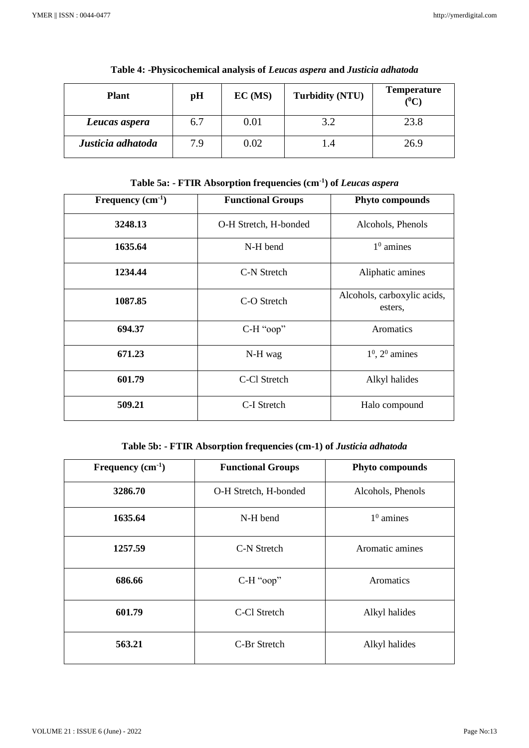**Table 4: -Physicochemical analysis of *Leucas aspera* and *Justicia adhatoda***

| Plant | pH | EC (MS) | Turbidity (NTU) | Temperature ($^0C$) |
|---|---|---|---|---|
| ***Leucas aspera*** | 6.7 | 0.01 | 3.2 | 23.8 |
| ***Justicia adhatoda*** | 7.9 | 0.02 | 1.4 | 26.9 |

**Table 5a: - FTIR Absorption frequencies ($cm^{-1}$) of *Leucas aspera***

| Frequency ($cm^{-1}$) | Functional Groups | Phyto compounds |
|---|---|---|
| **3248.13** | O-H Stretch, H-bonded | Alcohols, Phenols |
| **1635.64** | N-H bend | $1^0$ amines |
| **1234.44** | C-N Stretch | Aliphatic amines |
| **1087.85** | C-O Stretch | Alcohols, carboxylic acids, esters, |
| **694.37** | C-H "oop" | Aromatics |
| **671.23** | N-H wag | $1^0$, $2^0$ amines |
| **601.79** | C-Cl Stretch | Alkyl halides |
| **509.21** | C-I Stretch | Halo compound |

**Table 5b: - FTIR Absorption frequencies (cm-1) of *Justicia adhatoda***

| Frequency ($cm^{-1}$) | Functional Groups | Phyto compounds |
|---|---|---|
| **3286.70** | O-H Stretch, H-bonded | Alcohols, Phenols |
| **1635.64** | N-H bend | $1^0$ amines |
| **1257.59** | C-N Stretch | Aromatic amines |
| **686.66** | C-H "oop" | Aromatics |
| **601.79** | C-Cl Stretch | Alkyl halides |
| **563.21** | C-Br Stretch | Alkyl halides |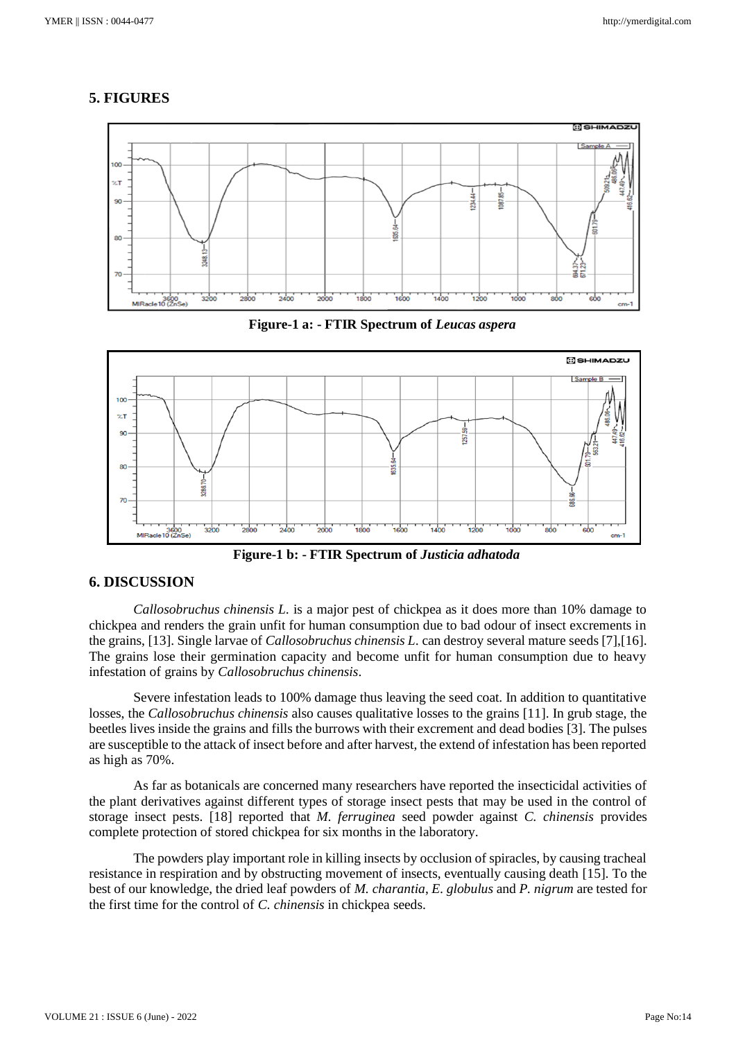## 5. FIGURES

**Figure-1 a: - FTIR Spectrum of *Leucas aspera***

**Figure-1 b: - FTIR Spectrum of *Justicia adhatoda***

## 6. DISCUSSION

*Callosobruchus chinensis L.* is a major pest of chickpea as it does more than 10% damage to chickpea and renders the grain unfit for human consumption due to bad odour of insect excrements in the grains, [13]. Single larvae of *Callosobruchus chinensis L.* can destroy several mature seeds [7],[16]. The grains lose their germination capacity and become unfit for human consumption due to heavy infestation of grains by *Callosobruchus chinensis*.

Severe infestation leads to 100% damage thus leaving the seed coat. In addition to quantitative losses, the *Callosobruchus chinensis* also causes qualitative losses to the grains [11]. In grub stage, the beetles lives inside the grains and fills the burrows with their excrement and dead bodies [3]. The pulses are susceptible to the attack of insect before and after harvest, the extend of infestation has been reported as high as 70%.

As far as botanicals are concerned many researchers have reported the insecticidal activities of the plant derivatives against different types of storage insect pests that may be used in the control of storage insect pests. [18] reported that *M. ferruginea* seed powder against *C. chinensis* provides complete protection of stored chickpea for six months in the laboratory.

The powders play important role in killing insects by occlusion of spiracles, by causing tracheal resistance in respiration and by obstructing movement of insects, eventually causing death [15]. To the best of our knowledge, the dried leaf powders of *M. charantia*, *E. globulus* and *P. nigrum* are tested for the first time for the control of *C. chinensis* in chickpea seeds.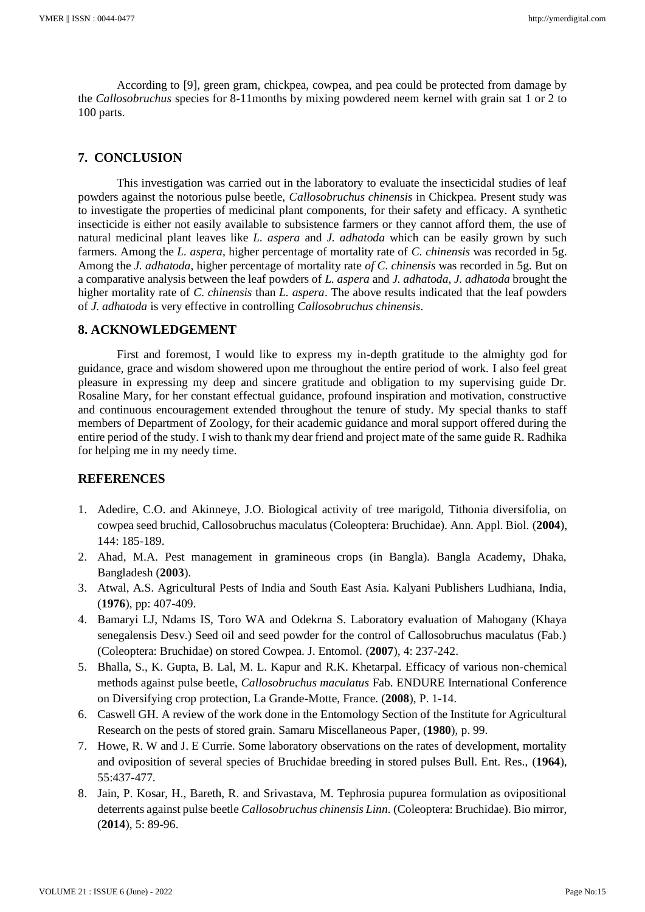According to [9], green gram, chickpea, cowpea, and pea could be protected from damage by the *Callosobruchus* species for 8-11months by mixing powdered neem kernel with grain sat 1 or 2 to 100 parts.

## 7. CONCLUSION

This investigation was carried out in the laboratory to evaluate the insecticidal studies of leaf powders against the notorious pulse beetle, *Callosobruchus chinensis* in Chickpea. Present study was to investigate the properties of medicinal plant components, for their safety and efficacy. A synthetic insecticide is either not easily available to subsistence farmers or they cannot afford them, the use of natural medicinal plant leaves like *L. aspera* and *J. adhatoda* which can be easily grown by such farmers. Among the *L. aspera*, higher percentage of mortality rate of *C. chinensis* was recorded in 5g. Among the *J. adhatoda*, higher percentage of mortality rate *of C. chinensis* was recorded in 5g. But on a comparative analysis between the leaf powders of *L. aspera* and *J. adhatoda*, *J. adhatoda* brought the higher mortality rate of *C. chinensis* than *L. aspera*. The above results indicated that the leaf powders of *J. adhatoda* is very effective in controlling *Callosobruchus chinensis*.

## 8. ACKNOWLEDGEMENT

First and foremost, I would like to express my in-depth gratitude to the almighty god for guidance, grace and wisdom showered upon me throughout the entire period of work. I also feel great pleasure in expressing my deep and sincere gratitude and obligation to my supervising guide Dr. Rosaline Mary, for her constant effectual guidance, profound inspiration and motivation, constructive and continuous encouragement extended throughout the tenure of study. My special thanks to staff members of Department of Zoology, for their academic guidance and moral support offered during the entire period of the study. I wish to thank my dear friend and project mate of the same guide R. Radhika for helping me in my needy time.

## REFERENCES

1. Adedire, C.O. and Akinneye, J.O. Biological activity of tree marigold, Tithonia diversifolia, on cowpea seed bruchid, Callosobruchus maculatus (Coleoptera: Bruchidae). Ann. Appl. Biol. (**2004**), 144: 185-189.
2. Ahad, M.A. Pest management in gramineous crops (in Bangla). Bangla Academy, Dhaka, Bangladesh (**2003**).
3. Atwal, A.S. Agricultural Pests of India and South East Asia. Kalyani Publishers Ludhiana, India, (**1976**), pp: 407-409.
4. Bamaryi LJ, Ndams IS, Toro WA and Odekrna S. Laboratory evaluation of Mahogany (Khaya senegalensis Desv.) Seed oil and seed powder for the control of Callosobruchus maculatus (Fab.) (Coleoptera: Bruchidae) on stored Cowpea. J. Entomol. (**2007**), 4: 237-242.
5. Bhalla, S., K. Gupta, B. Lal, M. L. Kapur and R.K. Khetarpal. Efficacy of various non-chemical methods against pulse beetle, *Callosobruchus maculatus* Fab. ENDURE International Conference on Diversifying crop protection, La Grande-Motte, France. (**2008**), P. 1-14.
6. Caswell GH. A review of the work done in the Entomology Section of the Institute for Agricultural Research on the pests of stored grain. Samaru Miscellaneous Paper, (**1980**), p. 99.
7. Howe, R. W and J. E Currie. Some laboratory observations on the rates of development, mortality and oviposition of several species of Bruchidae breeding in stored pulses Bull. Ent. Res., (**1964**), 55:437-477.
8. Jain, P. Kosar, H., Bareth, R. and Srivastava, M. Tephrosia pupurea formulation as ovipositional deterrents against pulse beetle *Callosobruchus chinensis Linn.* (Coleoptera: Bruchidae). Bio mirror, (**2014**), 5: 89-96.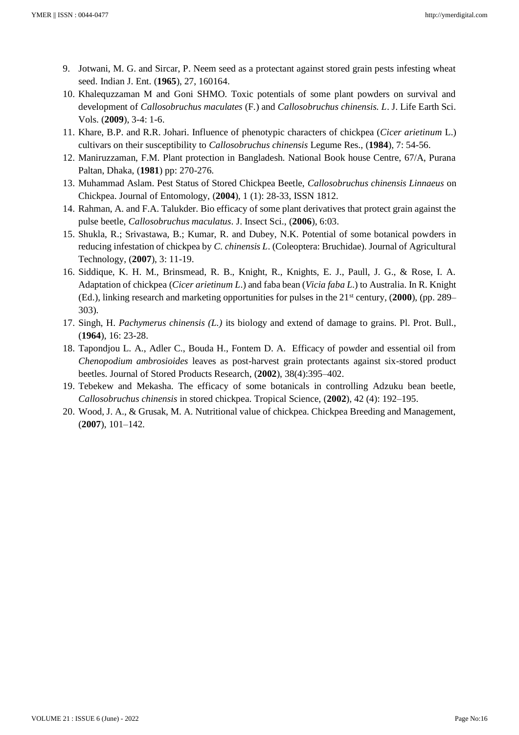9. Jotwani, M. G. and Sircar, P. Neem seed as a protectant against stored grain pests infesting wheat seed. Indian J. Ent. (**1965**), 27, 160164.
10. Khalequzzaman M and Goni SHMO. Toxic potentials of some plant powders on survival and development of *Callosobruchus maculates* (F.) and *Callosobruchus chinensis. L*. J. Life Earth Sci. Vols. (**2009**), 3-4: 1-6.
11. Khare, B.P. and R.R. Johari. Influence of phenotypic characters of chickpea (*Cicer arietinum* L.) cultivars on their susceptibility to *Callosobruchus chinensis* Legume Res., (**1984**), 7: 54-56.
12. Maniruzzaman, F.M. Plant protection in Bangladesh. National Book house Centre, 67/A, Purana Paltan, Dhaka, (**1981**) pp: 270-276.
13. Muhammad Aslam. Pest Status of Stored Chickpea Beetle, *Callosobruchus chinensis Linnaeus* on Chickpea. Journal of Entomology, (**2004**), 1 (1): 28-33, ISSN 1812.
14. Rahman, A. and F.A. Talukder. Bio efficacy of some plant derivatives that protect grain against the pulse beetle, *Callosobruchus maculatus*. J. Insect Sci., (**2006**), 6:03.
15. Shukla, R.; Srivastawa, B.; Kumar, R. and Dubey, N.K. Potential of some botanical powders in reducing infestation of chickpea by *C. chinensis L*. (Coleoptera: Bruchidae). Journal of Agricultural Technology, (**2007**), 3: 11-19.
16. Siddique, K. H. M., Brinsmead, R. B., Knight, R., Knights, E. J., Paull, J. G., & Rose, I. A. Adaptation of chickpea (*Cicer arietinum L*.) and faba bean (*Vicia faba L*.) to Australia. In R. Knight (Ed.), linking research and marketing opportunities for pulses in the 21st century, (**2000**), (pp. 289–303).
17. Singh, H. *Pachymerus chinensis (L.)* its biology and extend of damage to grains. Pl. Prot. Bull., (**1964**), 16: 23-28.
18. Tapondjou L. A., Adler C., Bouda H., Fontem D. A. Efficacy of powder and essential oil from *Chenopodium ambrosioides* leaves as post-harvest grain protectants against six-stored product beetles. Journal of Stored Products Research, (**2002**), 38(4):395–402.
19. Tebekew and Mekasha. The efficacy of some botanicals in controlling Adzuku bean beetle, *Callosobruchus chinensis* in stored chickpea. Tropical Science, (**2002**), 42 (4): 192–195.
20. Wood, J. A., & Grusak, M. A. Nutritional value of chickpea. Chickpea Breeding and Management, (**2007**), 101–142.